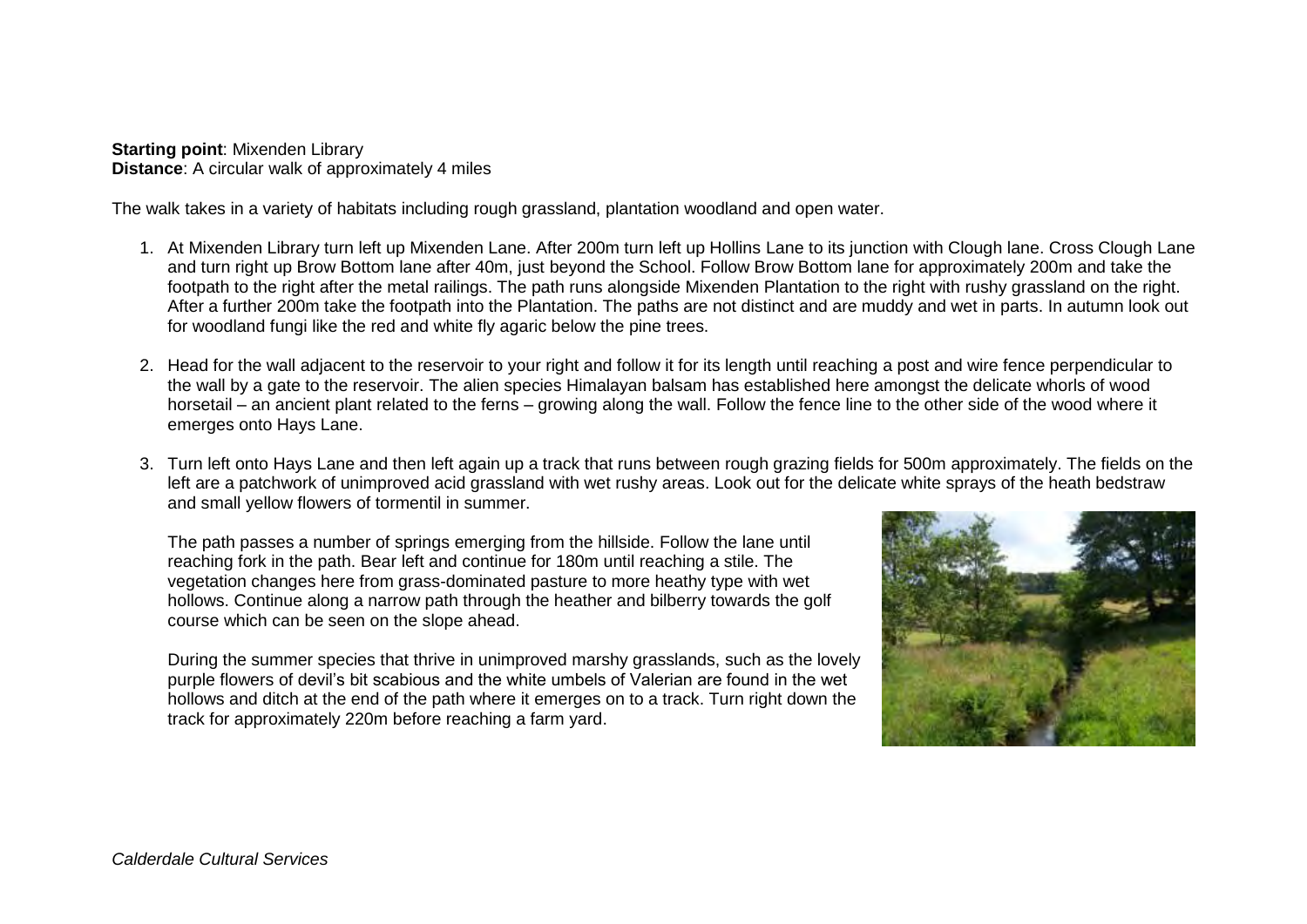**Starting point**: Mixenden Library
**Distance**: A circular walk of approximately 4 miles

The walk takes in a variety of habitats including rough grassland, plantation woodland and open water.

1. At Mixenden Library turn left up Mixenden Lane. After 200m turn left up Hollins Lane to its junction with Clough lane. Cross Clough Lane and turn right up Brow Bottom lane after 40m, just beyond the School. Follow Brow Bottom lane for approximately 200m and take the footpath to the right after the metal railings. The path runs alongside Mixenden Plantation to the right with rushy grassland on the right. After a further 200m take the footpath into the Plantation. The paths are not distinct and are muddy and wet in parts. In autumn look out for woodland fungi like the red and white fly agaric below the pine trees.

2. Head for the wall adjacent to the reservoir to your right and follow it for its length until reaching a post and wire fence perpendicular to the wall by a gate to the reservoir. The alien species Himalayan balsam has established here amongst the delicate whorls of wood horsetail – an ancient plant related to the ferns – growing along the wall. Follow the fence line to the other side of the wood where it emerges onto Hays Lane.

3. Turn left onto Hays Lane and then left again up a track that runs between rough grazing fields for 500m approximately. The fields on the left are a patchwork of unimproved acid grassland with wet rushy areas. Look out for the delicate white sprays of the heath bedstraw and small yellow flowers of tormentil in summer.

   The path passes a number of springs emerging from the hillside. Follow the lane until reaching fork in the path. Bear left and continue for 180m until reaching a stile. The vegetation changes here from grass-dominated pasture to more heathy type with wet hollows. Continue along a narrow path through the heather and bilberry towards the golf course which can be seen on the slope ahead.

   During the summer species that thrive in unimproved marshy grasslands, such as the lovely purple flowers of devil's bit scabious and the white umbels of Valerian are found in the wet hollows and ditch at the end of the path where it emerges on to a track. Turn right down the track for approximately 220m before reaching a farm yard.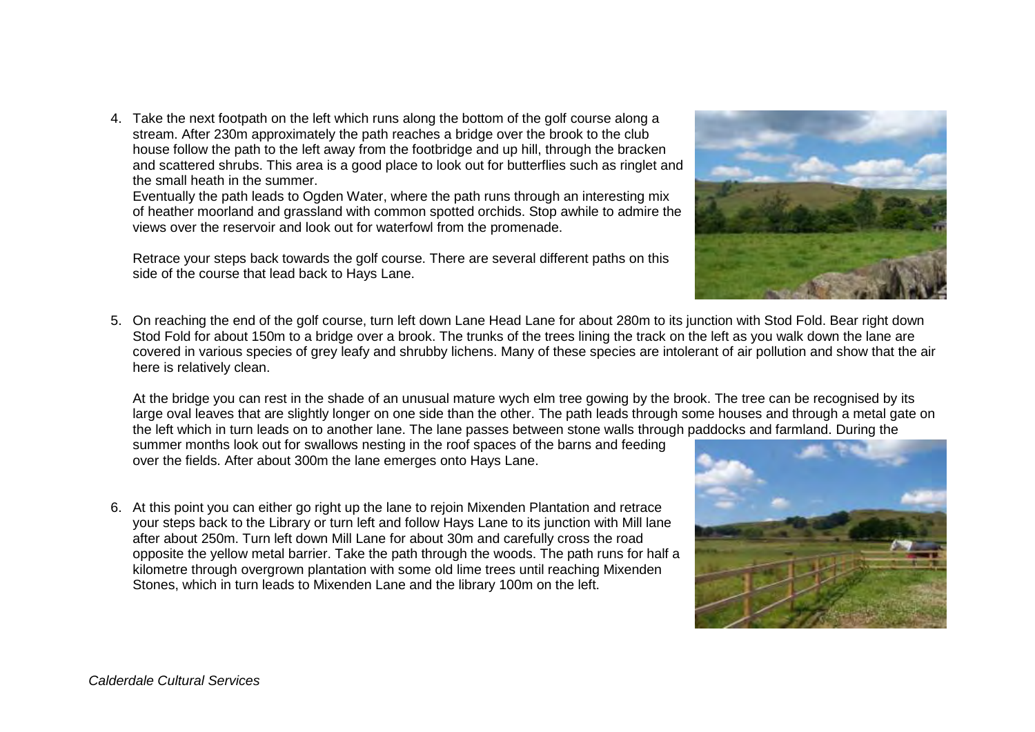4. Take the next footpath on the left which runs along the bottom of the golf course along a stream. After 230m approximately the path reaches a bridge over the brook to the club house follow the path to the left away from the footbridge and up hill, through the bracken and scattered shrubs. This area is a good place to look out for butterflies such as ringlet and the small heath in the summer.

   Eventually the path leads to Ogden Water, where the path runs through an interesting mix of heather moorland and grassland with common spotted orchids. Stop awhile to admire the views over the reservoir and look out for waterfowl from the promenade.

   Retrace your steps back towards the golf course. There are several different paths on this side of the course that lead back to Hays Lane.

5. On reaching the end of the golf course, turn left down Lane Head Lane for about 280m to its junction with Stod Fold. Bear right down Stod Fold for about 150m to a bridge over a brook. The trunks of the trees lining the track on the left as you walk down the lane are covered in various species of grey leafy and shrubby lichens. Many of these species are intolerant of air pollution and show that the air here is relatively clean.

   At the bridge you can rest in the shade of an unusual mature wych elm tree gowing by the brook. The tree can be recognised by its large oval leaves that are slightly longer on one side than the other. The path leads through some houses and through a metal gate on the left which in turn leads on to another lane. The lane passes between stone walls through paddocks and farmland. During the summer months look out for swallows nesting in the roof spaces of the barns and feeding over the fields. After about 300m the lane emerges onto Hays Lane.

6. At this point you can either go right up the lane to rejoin Mixenden Plantation and retrace your steps back to the Library or turn left and follow Hays Lane to its junction with Mill lane after about 250m. Turn left down Mill Lane for about 30m and carefully cross the road opposite the yellow metal barrier. Take the path through the woods. The path runs for half a kilometre through overgrown plantation with some old lime trees until reaching Mixenden Stones, which in turn leads to Mixenden Lane and the library 100m on the left.